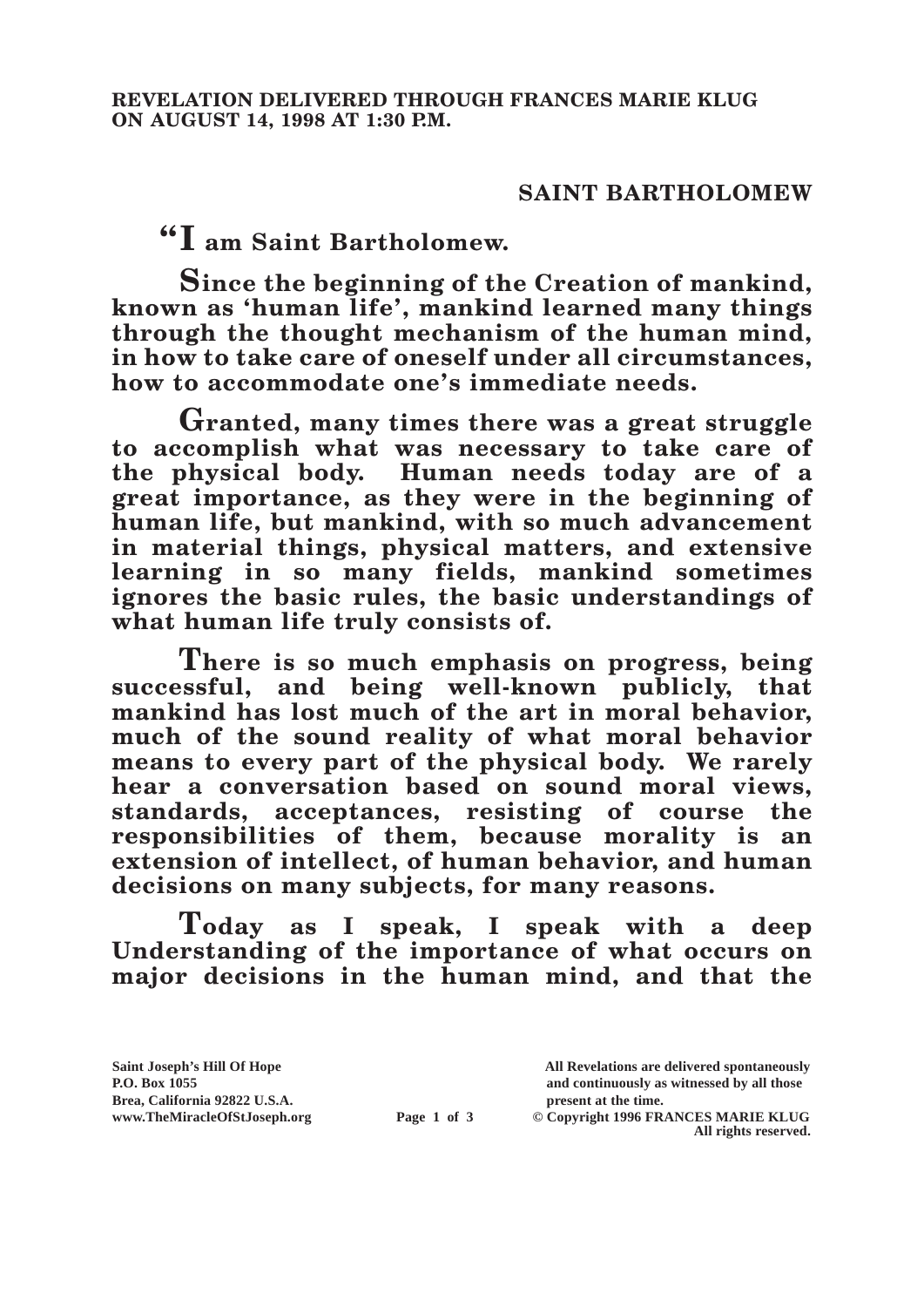**REVELATION DELIVERED THROUGH FRANCES MARIE KLUG ON AUGUST 14, 1998 AT 1:30 P.M.**

## SAINT BARTHOLOMEW

**"I am Saint Bartholomew.**

**Since the beginning of the Creation of mankind, known as 'human life', mankind learned many things through the thought mechanism of the human mind, in how to take care of oneself under all circumstances, how to accommodate one's immediate needs.**

**Granted, many times there was a great struggle to accomplish what was necessary to take care of the physical body. Human needs today are of a great importance, as they were in the beginning of human life, but mankind, with so much advancement in material things, physical matters, and extensive learning in so many fields, mankind sometimes ignores the basic rules, the basic understandings of what human life truly consists of.**

**There is so much emphasis on progress, being successful, and being well-known publicly, that mankind has lost much of the art in moral behavior, much of the sound reality of what moral behavior means to every part of the physical body. We rarely hear a conversation based on sound moral views, standards, acceptances, resisting of course the responsibilities of them, because morality is an extension of intellect, of human behavior, and human decisions on many subjects, for many reasons.**

**Today as I speak, I speak with a deep Understanding of the importance of what occurs on major decisions in the human mind, and that the**

Saint Joseph's Hill Of Hope
P.O. Box 1055
Brea, California 92822 U.S.A.
www.TheMiracleOfStJoseph.org

All Revelations are delivered spontaneously and continuously as witnessed by all those present at the time.
© Copyright 1996 FRANCES MARIE KLUG
All rights reserved.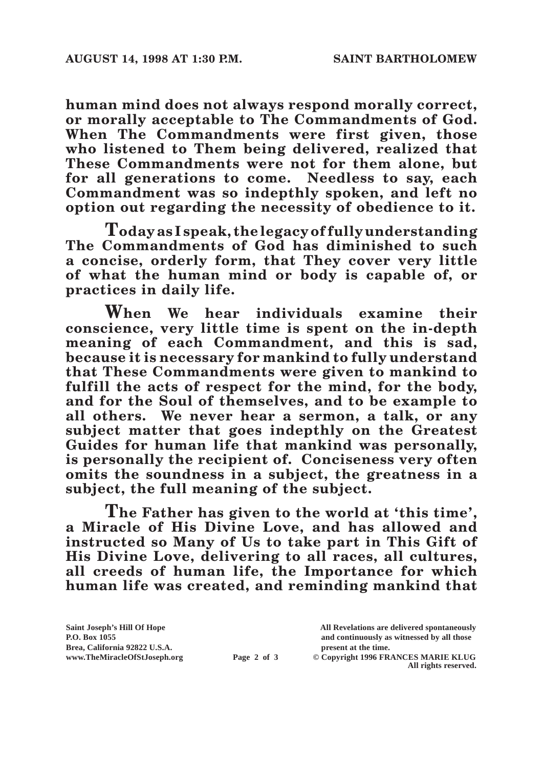**human mind does not always respond morally correct, or morally acceptable to The Commandments of God. When The Commandments were first given, those who listened to Them being delivered, realized that These Commandments were not for them alone, but for all generations to come. Needless to say, each Commandment was so indepthly spoken, and left no option out regarding the necessity of obedience to it.**

**Today as I speak, the legacy of fully understanding The Commandments of God has diminished to such a concise, orderly form, that They cover very little of what the human mind or body is capable of, or practices in daily life.**

**When We hear individuals examine their conscience, very little time is spent on the in-depth meaning of each Commandment, and this is sad, because it is necessary for mankind to fully understand that These Commandments were given to mankind to fulfill the acts of respect for the mind, for the body, and for the Soul of themselves, and to be example to all others. We never hear a sermon, a talk, or any subject matter that goes indepthly on the Greatest Guides for human life that mankind was personally, is personally the recipient of. Conciseness very often omits the soundness in a subject, the greatness in a subject, the full meaning of the subject.**

**The Father has given to the world at 'this time', a Miracle of His Divine Love, and has allowed and instructed so Many of Us to take part in This Gift of His Divine Love, delivering to all races, all cultures, all creeds of human life, the Importance for which human life was created, and reminding mankind that**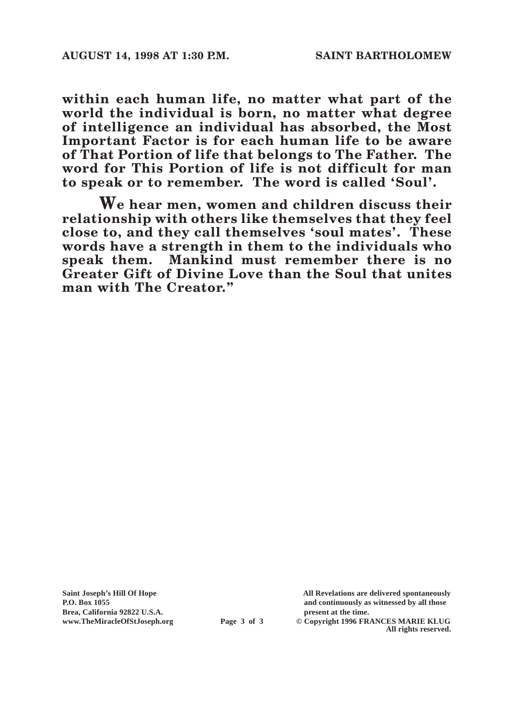**within each human life, no matter what part of the world the individual is born, no matter what degree of intelligence an individual has absorbed, the Most Important Factor is for each human life to be aware of That Portion of life that belongs to The Father. The word for This Portion of life is not difficult for man to speak or to remember. The word is called 'Soul'.**

**We hear men, women and children discuss their relationship with others like themselves that they feel close to, and they call themselves 'soul mates'. These words have a strength in them to the individuals who speak them. Mankind must remember there is no Greater Gift of Divine Love than the Soul that unites man with The Creator."**

**Saint Joseph's Hill Of Hope**
**P.O. Box 1055**
**Brea, California 92822 U.S.A.**
**www.TheMiracleOfStJoseph.org**

**All Revelations are delivered spontaneously and continuously as witnessed by all those present at the time.**
**© Copyright 1996 FRANCES MARIE KLUG**
**All rights reserved.**